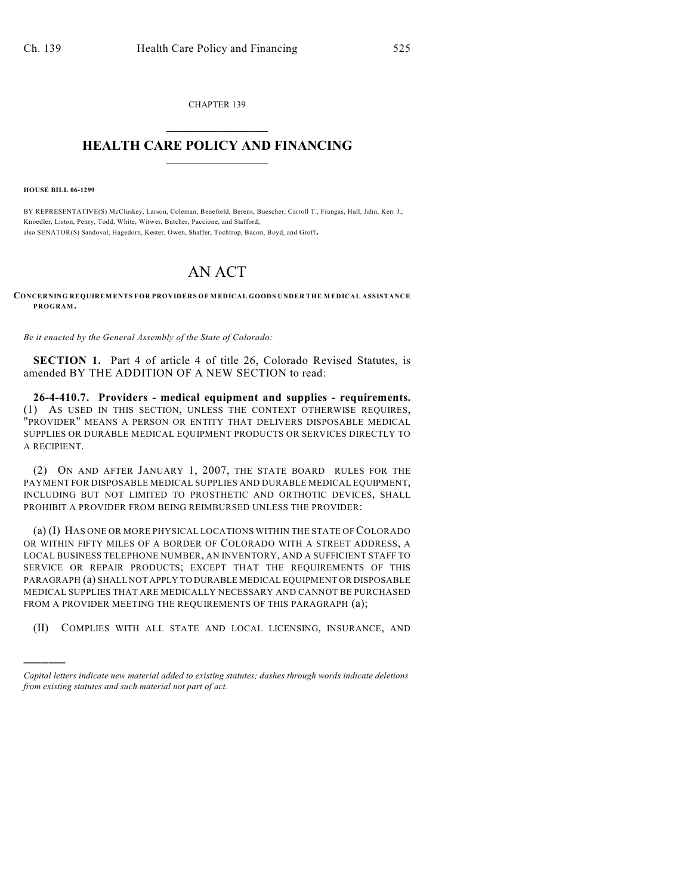CHAPTER 139

# HEALTH CARE POLICY AND FINANCING

**HOUSE BILL 06-1299**

BY REPRESENTATIVE(S) McCluskey, Larson, Coleman, Benefield, Berens, Buescher, Carroll T., Frangas, Hall, Jahn, Kerr J., Knoedler, Liston, Penry, Todd, White, Witwer, Butcher, Paccione, and Stafford;
also SENATOR(S) Sandoval, Hagedorn, Kester, Owen, Shaffer, Tochtrop, Bacon, Boyd, and Groff.

# AN ACT

**CONCERNING REQUIREMENTS FOR PROVIDERS OF MEDICAL GOODS UNDER THE MEDICAL ASSISTANCE PROGRAM.**

*Be it enacted by the General Assembly of the State of Colorado:*

**SECTION 1.** Part 4 of article 4 of title 26, Colorado Revised Statutes, is amended BY THE ADDITION OF A NEW SECTION to read:

**26-4-410.7. Providers - medical equipment and supplies - requirements.** (1) AS USED IN THIS SECTION, UNLESS THE CONTEXT OTHERWISE REQUIRES, "PROVIDER" MEANS A PERSON OR ENTITY THAT DELIVERS DISPOSABLE MEDICAL SUPPLIES OR DURABLE MEDICAL EQUIPMENT PRODUCTS OR SERVICES DIRECTLY TO A RECIPIENT.

(2) ON AND AFTER JANUARY 1, 2007, THE STATE BOARD RULES FOR THE PAYMENT FOR DISPOSABLE MEDICAL SUPPLIES AND DURABLE MEDICAL EQUIPMENT, INCLUDING BUT NOT LIMITED TO PROSTHETIC AND ORTHOTIC DEVICES, SHALL PROHIBIT A PROVIDER FROM BEING REIMBURSED UNLESS THE PROVIDER:

(a) (I) HAS ONE OR MORE PHYSICAL LOCATIONS WITHIN THE STATE OF COLORADO OR WITHIN FIFTY MILES OF A BORDER OF COLORADO WITH A STREET ADDRESS, A LOCAL BUSINESS TELEPHONE NUMBER, AN INVENTORY, AND A SUFFICIENT STAFF TO SERVICE OR REPAIR PRODUCTS; EXCEPT THAT THE REQUIREMENTS OF THIS PARAGRAPH (a) SHALL NOT APPLY TO DURABLE MEDICAL EQUIPMENT OR DISPOSABLE MEDICAL SUPPLIES THAT ARE MEDICALLY NECESSARY AND CANNOT BE PURCHASED FROM A PROVIDER MEETING THE REQUIREMENTS OF THIS PARAGRAPH (a);

(II) COMPLIES WITH ALL STATE AND LOCAL LICENSING, INSURANCE, AND

---

*Capital letters indicate new material added to existing statutes; dashes through words indicate deletions from existing statutes and such material not part of act.*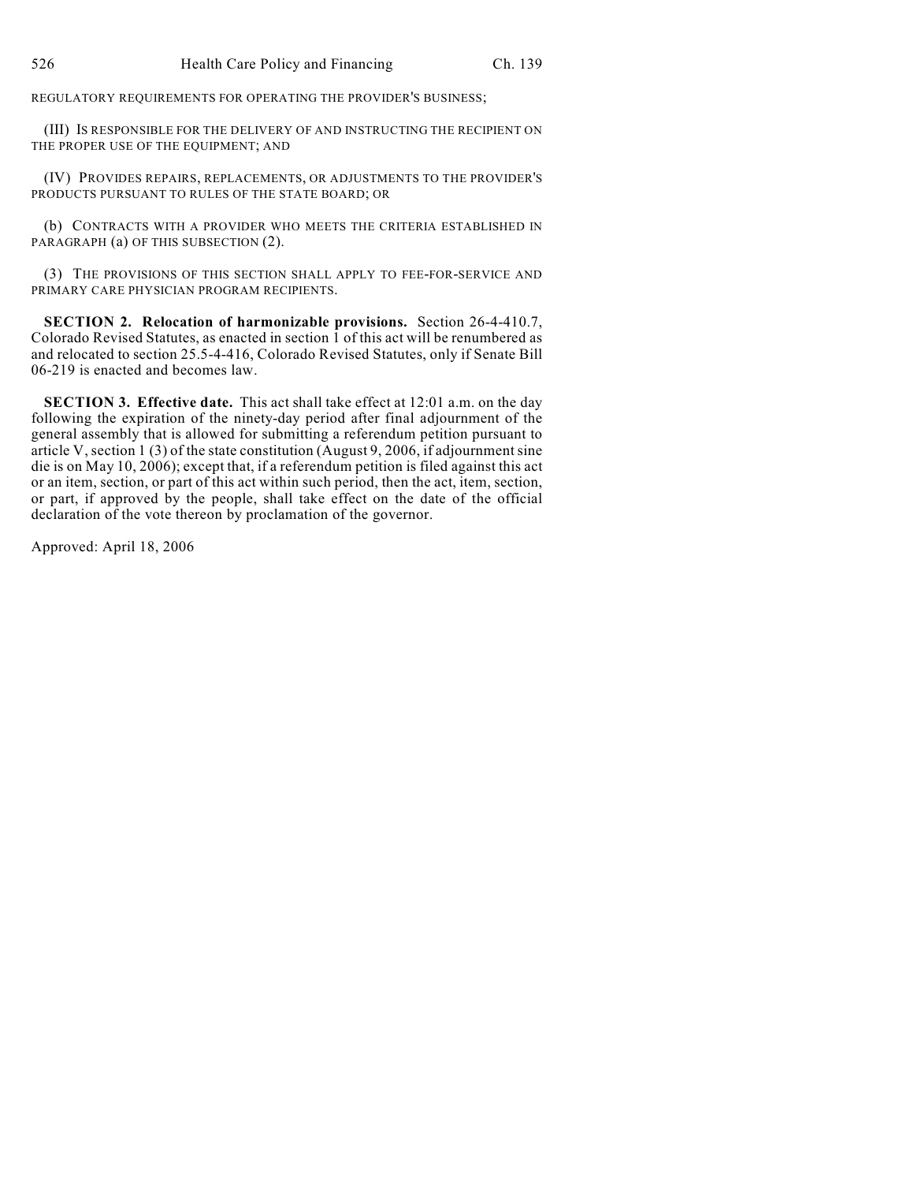REGULATORY REQUIREMENTS FOR OPERATING THE PROVIDER'S BUSINESS;

(III) IS RESPONSIBLE FOR THE DELIVERY OF AND INSTRUCTING THE RECIPIENT ON THE PROPER USE OF THE EQUIPMENT; AND

(IV) PROVIDES REPAIRS, REPLACEMENTS, OR ADJUSTMENTS TO THE PROVIDER'S PRODUCTS PURSUANT TO RULES OF THE STATE BOARD; OR

(b) CONTRACTS WITH A PROVIDER WHO MEETS THE CRITERIA ESTABLISHED IN PARAGRAPH (a) OF THIS SUBSECTION (2).

(3) THE PROVISIONS OF THIS SECTION SHALL APPLY TO FEE-FOR-SERVICE AND PRIMARY CARE PHYSICIAN PROGRAM RECIPIENTS.

**SECTION 2. Relocation of harmonizable provisions.** Section 26-4-410.7, Colorado Revised Statutes, as enacted in section 1 of this act will be renumbered as and relocated to section 25.5-4-416, Colorado Revised Statutes, only if Senate Bill 06-219 is enacted and becomes law.

**SECTION 3. Effective date.** This act shall take effect at 12:01 a.m. on the day following the expiration of the ninety-day period after final adjournment of the general assembly that is allowed for submitting a referendum petition pursuant to article V, section 1 (3) of the state constitution (August 9, 2006, if adjournment sine die is on May 10, 2006); except that, if a referendum petition is filed against this act or an item, section, or part of this act within such period, then the act, item, section, or part, if approved by the people, shall take effect on the date of the official declaration of the vote thereon by proclamation of the governor.

Approved: April 18, 2006